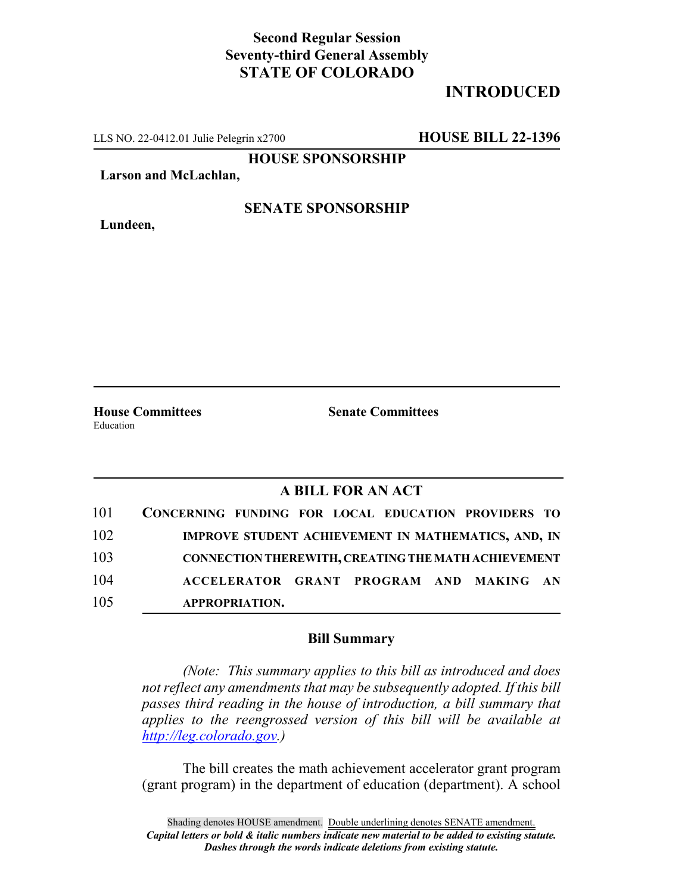**Second Regular Session**
**Seventy-third General Assembly**
**STATE OF COLORADO**

# INTRODUCED

LLS NO. 22-0412.01 Julie Pelegrin x2700 **HOUSE BILL 22-1396**

**HOUSE SPONSORSHIP**

**Larson and McLachlan,**

**SENATE SPONSORSHIP**

**Lundeen,**

**House Committees**
Education

**Senate Committees**

## A BILL FOR AN ACT

101 **CONCERNING FUNDING FOR LOCAL EDUCATION PROVIDERS TO**
102 **IMPROVE STUDENT ACHIEVEMENT IN MATHEMATICS, AND, IN**
103 **CONNECTION THEREWITH, CREATING THE MATH ACHIEVEMENT**
104 **ACCELERATOR GRANT PROGRAM AND MAKING AN**
105 **APPROPRIATION.**

### Bill Summary

*(Note: This summary applies to this bill as introduced and does not reflect any amendments that may be subsequently adopted. If this bill passes third reading in the house of introduction, a bill summary that applies to the reengrossed version of this bill will be available at http://leg.colorado.gov.)*

The bill creates the math achievement accelerator grant program (grant program) in the department of education (department). A school

Shading denotes HOUSE amendment. Double underlining denotes SENATE amendment.
***Capital letters or bold & italic numbers indicate new material to be added to existing statute.***
***Dashes through the words indicate deletions from existing statute.***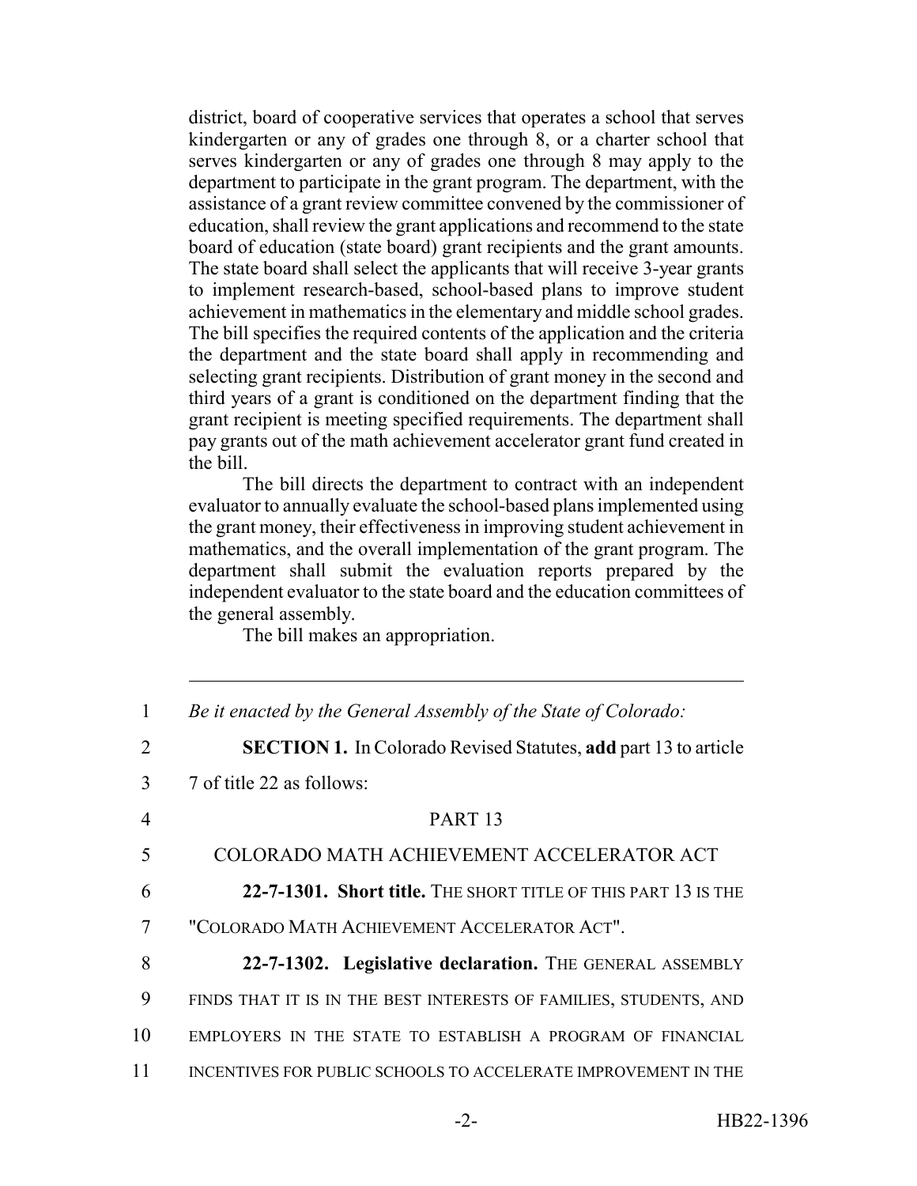district, board of cooperative services that operates a school that serves kindergarten or any of grades one through 8, or a charter school that serves kindergarten or any of grades one through 8 may apply to the department to participate in the grant program. The department, with the assistance of a grant review committee convened by the commissioner of education, shall review the grant applications and recommend to the state board of education (state board) grant recipients and the grant amounts. The state board shall select the applicants that will receive 3-year grants to implement research-based, school-based plans to improve student achievement in mathematics in the elementary and middle school grades. The bill specifies the required contents of the application and the criteria the department and the state board shall apply in recommending and selecting grant recipients. Distribution of grant money in the second and third years of a grant is conditioned on the department finding that the grant recipient is meeting specified requirements. The department shall pay grants out of the math achievement accelerator grant fund created in the bill.

The bill directs the department to contract with an independent evaluator to annually evaluate the school-based plans implemented using the grant money, their effectiveness in improving student achievement in mathematics, and the overall implementation of the grant program. The department shall submit the evaluation reports prepared by the independent evaluator to the state board and the education committees of the general assembly.

The bill makes an appropriation.

---

1 *Be it enacted by the General Assembly of the State of Colorado:*

2 **SECTION 1.** In Colorado Revised Statutes, **add** part 13 to article

3 7 of title 22 as follows:

4 PART 13

5 COLORADO MATH ACHIEVEMENT ACCELERATOR ACT

6 **22-7-1301. Short title.** THE SHORT TITLE OF THIS PART 13 IS THE

7 "COLORADO MATH ACHIEVEMENT ACCELERATOR ACT".

8 **22-7-1302. Legislative declaration.** THE GENERAL ASSEMBLY

9 FINDS THAT IT IS IN THE BEST INTERESTS OF FAMILIES, STUDENTS, AND

10 EMPLOYERS IN THE STATE TO ESTABLISH A PROGRAM OF FINANCIAL

11 INCENTIVES FOR PUBLIC SCHOOLS TO ACCELERATE IMPROVEMENT IN THE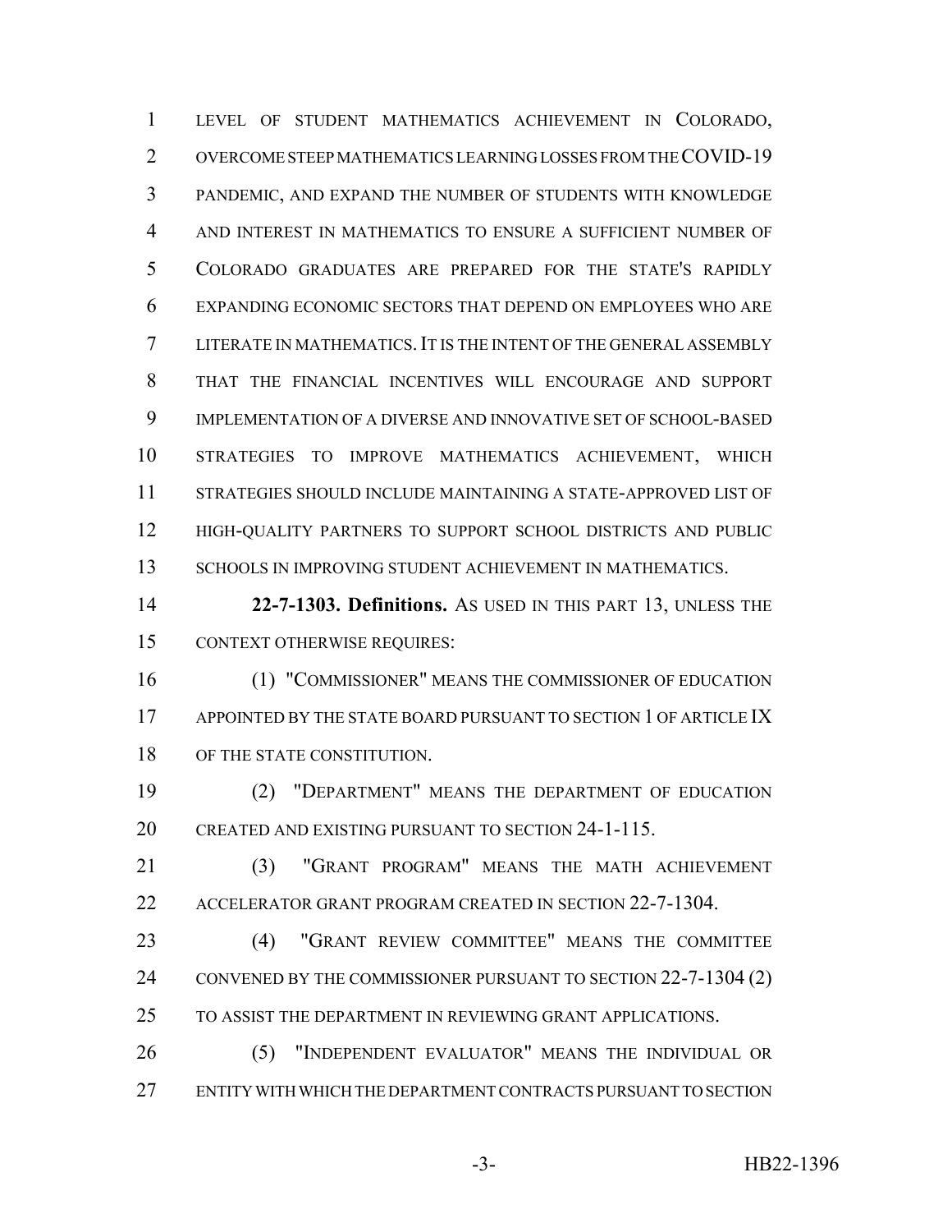LEVEL OF STUDENT MATHEMATICS ACHIEVEMENT IN COLORADO, OVERCOME STEEP MATHEMATICS LEARNING LOSSES FROM THE COVID-19 PANDEMIC, AND EXPAND THE NUMBER OF STUDENTS WITH KNOWLEDGE AND INTEREST IN MATHEMATICS TO ENSURE A SUFFICIENT NUMBER OF COLORADO GRADUATES ARE PREPARED FOR THE STATE'S RAPIDLY EXPANDING ECONOMIC SECTORS THAT DEPEND ON EMPLOYEES WHO ARE LITERATE IN MATHEMATICS. IT IS THE INTENT OF THE GENERAL ASSEMBLY THAT THE FINANCIAL INCENTIVES WILL ENCOURAGE AND SUPPORT IMPLEMENTATION OF A DIVERSE AND INNOVATIVE SET OF SCHOOL-BASED STRATEGIES TO IMPROVE MATHEMATICS ACHIEVEMENT, WHICH STRATEGIES SHOULD INCLUDE MAINTAINING A STATE-APPROVED LIST OF HIGH-QUALITY PARTNERS TO SUPPORT SCHOOL DISTRICTS AND PUBLIC SCHOOLS IN IMPROVING STUDENT ACHIEVEMENT IN MATHEMATICS.

**22-7-1303. Definitions.** AS USED IN THIS PART 13, UNLESS THE CONTEXT OTHERWISE REQUIRES:

(1) "COMMISSIONER" MEANS THE COMMISSIONER OF EDUCATION APPOINTED BY THE STATE BOARD PURSUANT TO SECTION 1 OF ARTICLE IX OF THE STATE CONSTITUTION.

(2) "DEPARTMENT" MEANS THE DEPARTMENT OF EDUCATION CREATED AND EXISTING PURSUANT TO SECTION 24-1-115.

(3) "GRANT PROGRAM" MEANS THE MATH ACHIEVEMENT ACCELERATOR GRANT PROGRAM CREATED IN SECTION 22-7-1304.

(4) "GRANT REVIEW COMMITTEE" MEANS THE COMMITTEE CONVENED BY THE COMMISSIONER PURSUANT TO SECTION 22-7-1304 (2) TO ASSIST THE DEPARTMENT IN REVIEWING GRANT APPLICATIONS.

(5) "INDEPENDENT EVALUATOR" MEANS THE INDIVIDUAL OR ENTITY WITH WHICH THE DEPARTMENT CONTRACTS PURSUANT TO SECTION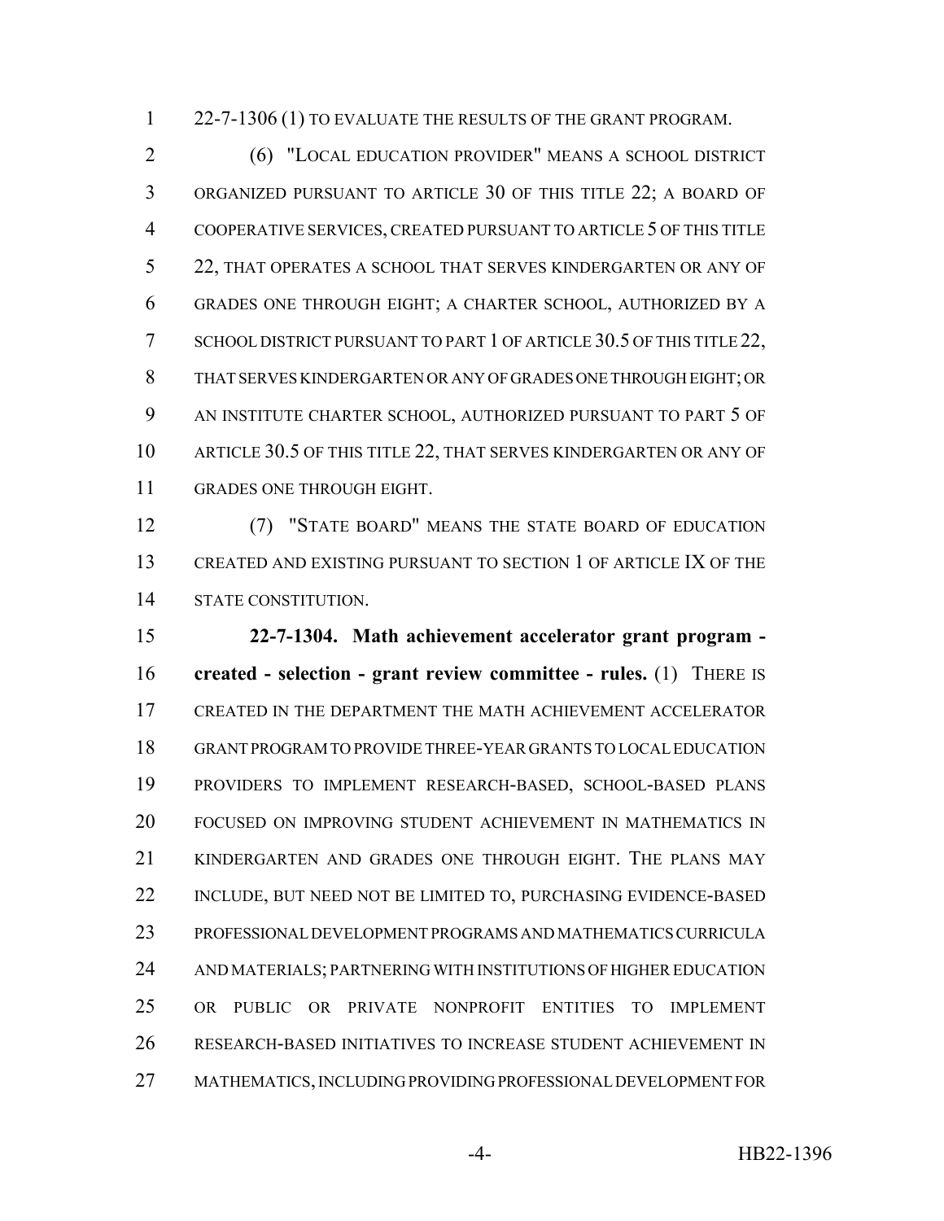22-7-1306 (1) TO EVALUATE THE RESULTS OF THE GRANT PROGRAM.

(6) "LOCAL EDUCATION PROVIDER" MEANS A SCHOOL DISTRICT ORGANIZED PURSUANT TO ARTICLE 30 OF THIS TITLE 22; A BOARD OF COOPERATIVE SERVICES, CREATED PURSUANT TO ARTICLE 5 OF THIS TITLE 22, THAT OPERATES A SCHOOL THAT SERVES KINDERGARTEN OR ANY OF GRADES ONE THROUGH EIGHT; A CHARTER SCHOOL, AUTHORIZED BY A SCHOOL DISTRICT PURSUANT TO PART 1 OF ARTICLE 30.5 OF THIS TITLE 22, THAT SERVES KINDERGARTEN OR ANY OF GRADES ONE THROUGH EIGHT; OR AN INSTITUTE CHARTER SCHOOL, AUTHORIZED PURSUANT TO PART 5 OF ARTICLE 30.5 OF THIS TITLE 22, THAT SERVES KINDERGARTEN OR ANY OF GRADES ONE THROUGH EIGHT.

(7) "STATE BOARD" MEANS THE STATE BOARD OF EDUCATION CREATED AND EXISTING PURSUANT TO SECTION 1 OF ARTICLE IX OF THE STATE CONSTITUTION.

**22-7-1304. Math achievement accelerator grant program - created - selection - grant review committee - rules.** (1) THERE IS CREATED IN THE DEPARTMENT THE MATH ACHIEVEMENT ACCELERATOR GRANT PROGRAM TO PROVIDE THREE-YEAR GRANTS TO LOCAL EDUCATION PROVIDERS TO IMPLEMENT RESEARCH-BASED, SCHOOL-BASED PLANS FOCUSED ON IMPROVING STUDENT ACHIEVEMENT IN MATHEMATICS IN KINDERGARTEN AND GRADES ONE THROUGH EIGHT. THE PLANS MAY INCLUDE, BUT NEED NOT BE LIMITED TO, PURCHASING EVIDENCE-BASED PROFESSIONAL DEVELOPMENT PROGRAMS AND MATHEMATICS CURRICULA AND MATERIALS; PARTNERING WITH INSTITUTIONS OF HIGHER EDUCATION OR PUBLIC OR PRIVATE NONPROFIT ENTITIES TO IMPLEMENT RESEARCH-BASED INITIATIVES TO INCREASE STUDENT ACHIEVEMENT IN MATHEMATICS, INCLUDING PROVIDING PROFESSIONAL DEVELOPMENT FOR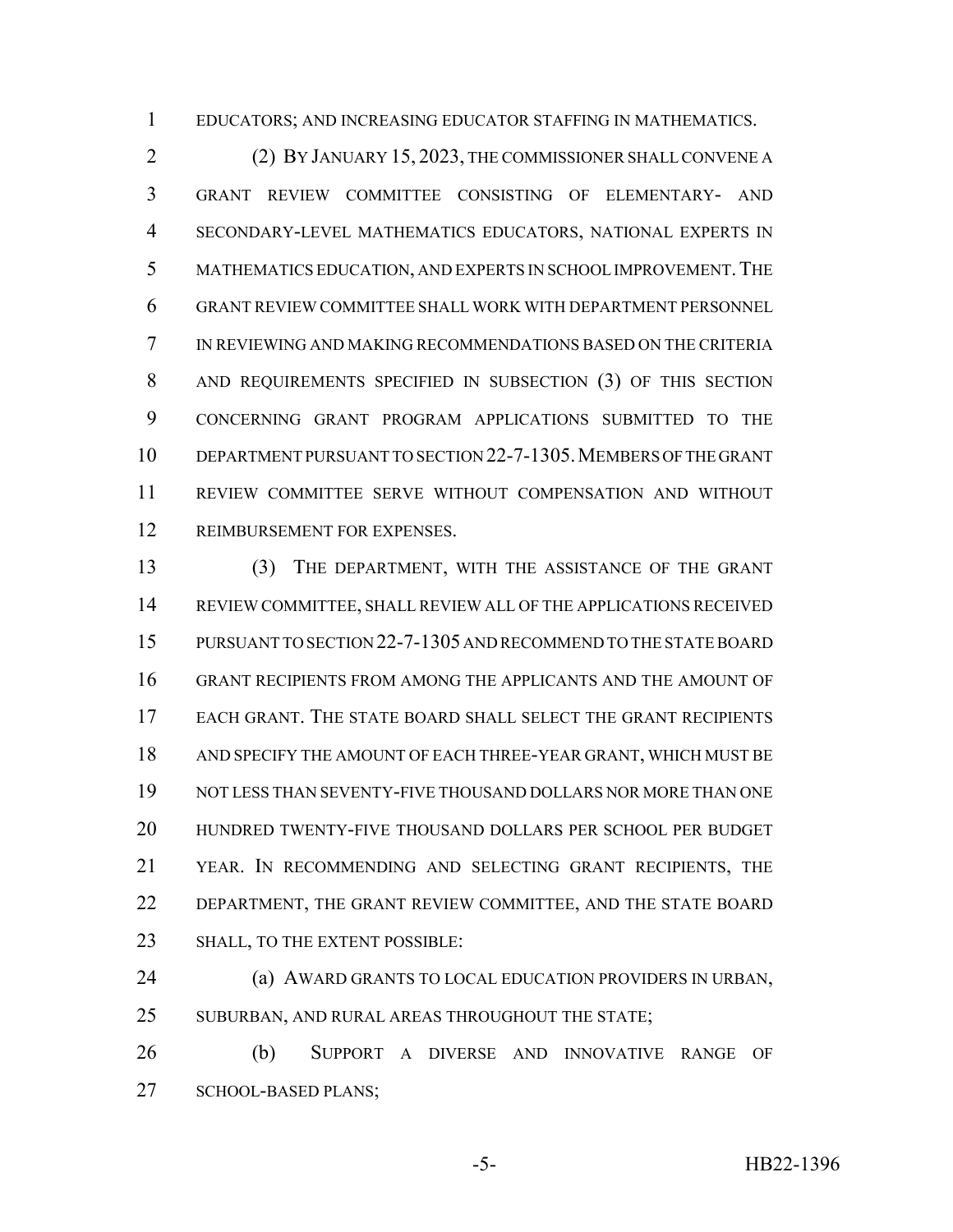EDUCATORS; AND INCREASING EDUCATOR STAFFING IN MATHEMATICS.

(2) BY JANUARY 15, 2023, THE COMMISSIONER SHALL CONVENE A GRANT REVIEW COMMITTEE CONSISTING OF ELEMENTARY- AND SECONDARY-LEVEL MATHEMATICS EDUCATORS, NATIONAL EXPERTS IN MATHEMATICS EDUCATION, AND EXPERTS IN SCHOOL IMPROVEMENT. THE GRANT REVIEW COMMITTEE SHALL WORK WITH DEPARTMENT PERSONNEL IN REVIEWING AND MAKING RECOMMENDATIONS BASED ON THE CRITERIA AND REQUIREMENTS SPECIFIED IN SUBSECTION (3) OF THIS SECTION CONCERNING GRANT PROGRAM APPLICATIONS SUBMITTED TO THE DEPARTMENT PURSUANT TO SECTION 22-7-1305. MEMBERS OF THE GRANT REVIEW COMMITTEE SERVE WITHOUT COMPENSATION AND WITHOUT REIMBURSEMENT FOR EXPENSES.

(3) THE DEPARTMENT, WITH THE ASSISTANCE OF THE GRANT REVIEW COMMITTEE, SHALL REVIEW ALL OF THE APPLICATIONS RECEIVED PURSUANT TO SECTION 22-7-1305 AND RECOMMEND TO THE STATE BOARD GRANT RECIPIENTS FROM AMONG THE APPLICANTS AND THE AMOUNT OF EACH GRANT. THE STATE BOARD SHALL SELECT THE GRANT RECIPIENTS AND SPECIFY THE AMOUNT OF EACH THREE-YEAR GRANT, WHICH MUST BE NOT LESS THAN SEVENTY-FIVE THOUSAND DOLLARS NOR MORE THAN ONE HUNDRED TWENTY-FIVE THOUSAND DOLLARS PER SCHOOL PER BUDGET YEAR. IN RECOMMENDING AND SELECTING GRANT RECIPIENTS, THE DEPARTMENT, THE GRANT REVIEW COMMITTEE, AND THE STATE BOARD SHALL, TO THE EXTENT POSSIBLE:

(a) AWARD GRANTS TO LOCAL EDUCATION PROVIDERS IN URBAN, SUBURBAN, AND RURAL AREAS THROUGHOUT THE STATE;

(b) SUPPORT A DIVERSE AND INNOVATIVE RANGE OF SCHOOL-BASED PLANS;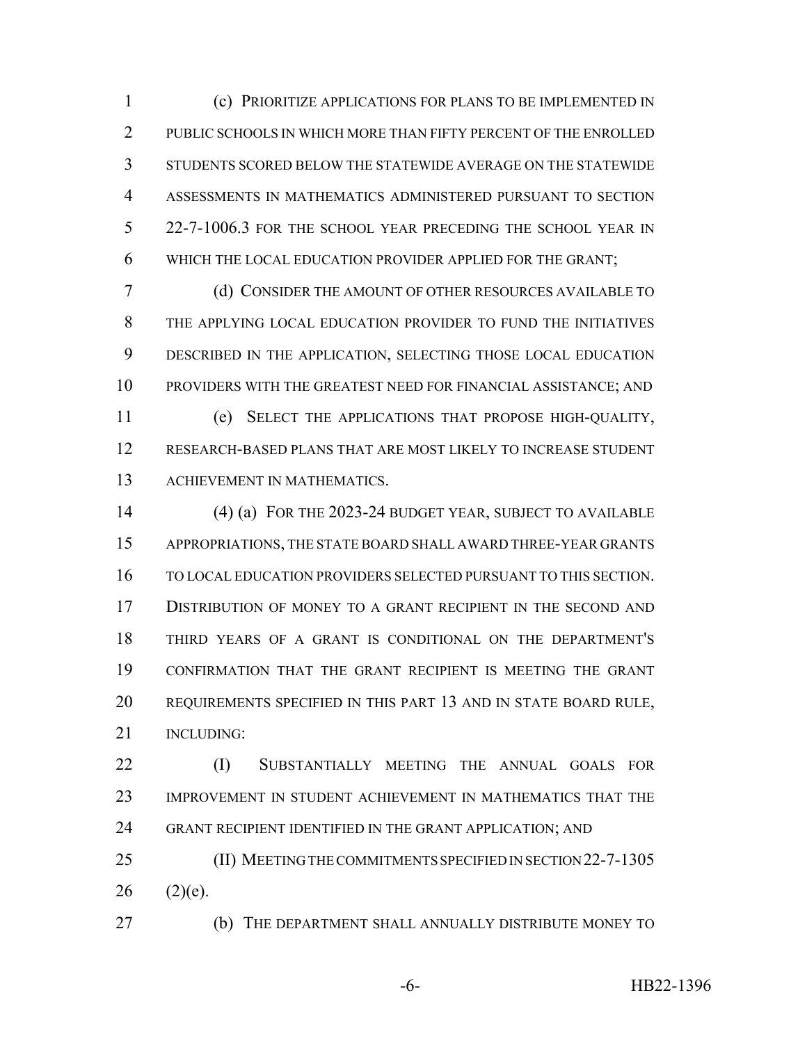(c) PRIORITIZE APPLICATIONS FOR PLANS TO BE IMPLEMENTED IN PUBLIC SCHOOLS IN WHICH MORE THAN FIFTY PERCENT OF THE ENROLLED STUDENTS SCORED BELOW THE STATEWIDE AVERAGE ON THE STATEWIDE ASSESSMENTS IN MATHEMATICS ADMINISTERED PURSUANT TO SECTION 22-7-1006.3 FOR THE SCHOOL YEAR PRECEDING THE SCHOOL YEAR IN WHICH THE LOCAL EDUCATION PROVIDER APPLIED FOR THE GRANT;

(d) CONSIDER THE AMOUNT OF OTHER RESOURCES AVAILABLE TO THE APPLYING LOCAL EDUCATION PROVIDER TO FUND THE INITIATIVES DESCRIBED IN THE APPLICATION, SELECTING THOSE LOCAL EDUCATION PROVIDERS WITH THE GREATEST NEED FOR FINANCIAL ASSISTANCE; AND

(e) SELECT THE APPLICATIONS THAT PROPOSE HIGH-QUALITY, RESEARCH-BASED PLANS THAT ARE MOST LIKELY TO INCREASE STUDENT ACHIEVEMENT IN MATHEMATICS.

(4) (a) FOR THE 2023-24 BUDGET YEAR, SUBJECT TO AVAILABLE APPROPRIATIONS, THE STATE BOARD SHALL AWARD THREE-YEAR GRANTS TO LOCAL EDUCATION PROVIDERS SELECTED PURSUANT TO THIS SECTION. DISTRIBUTION OF MONEY TO A GRANT RECIPIENT IN THE SECOND AND THIRD YEARS OF A GRANT IS CONDITIONAL ON THE DEPARTMENT'S CONFIRMATION THAT THE GRANT RECIPIENT IS MEETING THE GRANT REQUIREMENTS SPECIFIED IN THIS PART 13 AND IN STATE BOARD RULE, INCLUDING:

(I) SUBSTANTIALLY MEETING THE ANNUAL GOALS FOR IMPROVEMENT IN STUDENT ACHIEVEMENT IN MATHEMATICS THAT THE GRANT RECIPIENT IDENTIFIED IN THE GRANT APPLICATION; AND

(II) MEETING THE COMMITMENTS SPECIFIED IN SECTION 22-7-1305 (2)(e).

(b) THE DEPARTMENT SHALL ANNUALLY DISTRIBUTE MONEY TO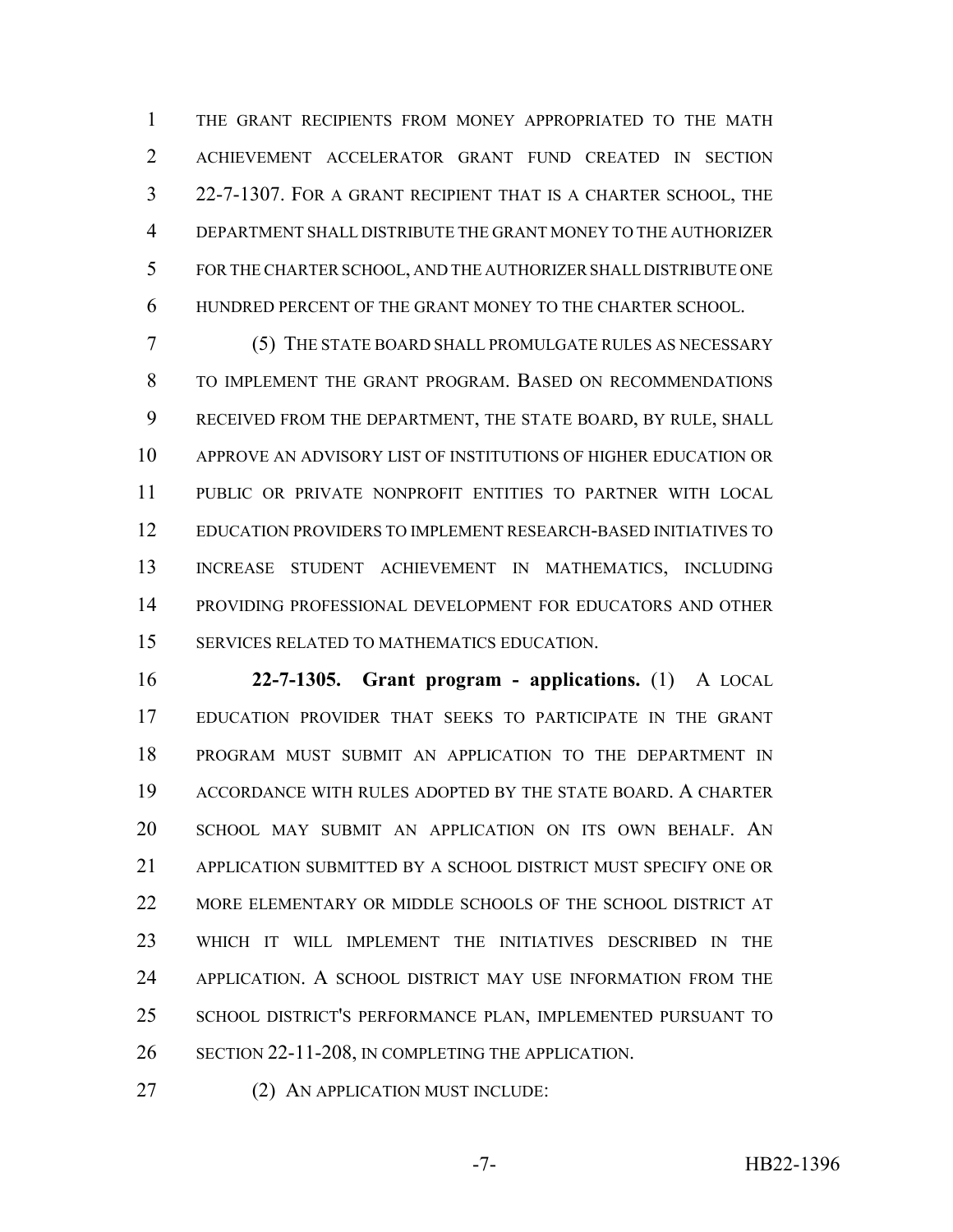THE GRANT RECIPIENTS FROM MONEY APPROPRIATED TO THE MATH ACHIEVEMENT ACCELERATOR GRANT FUND CREATED IN SECTION 22-7-1307. FOR A GRANT RECIPIENT THAT IS A CHARTER SCHOOL, THE DEPARTMENT SHALL DISTRIBUTE THE GRANT MONEY TO THE AUTHORIZER FOR THE CHARTER SCHOOL, AND THE AUTHORIZER SHALL DISTRIBUTE ONE HUNDRED PERCENT OF THE GRANT MONEY TO THE CHARTER SCHOOL.

(5) THE STATE BOARD SHALL PROMULGATE RULES AS NECESSARY TO IMPLEMENT THE GRANT PROGRAM. BASED ON RECOMMENDATIONS RECEIVED FROM THE DEPARTMENT, THE STATE BOARD, BY RULE, SHALL APPROVE AN ADVISORY LIST OF INSTITUTIONS OF HIGHER EDUCATION OR PUBLIC OR PRIVATE NONPROFIT ENTITIES TO PARTNER WITH LOCAL EDUCATION PROVIDERS TO IMPLEMENT RESEARCH-BASED INITIATIVES TO INCREASE STUDENT ACHIEVEMENT IN MATHEMATICS, INCLUDING PROVIDING PROFESSIONAL DEVELOPMENT FOR EDUCATORS AND OTHER SERVICES RELATED TO MATHEMATICS EDUCATION.

**22-7-1305. Grant program - applications.** (1) A LOCAL EDUCATION PROVIDER THAT SEEKS TO PARTICIPATE IN THE GRANT PROGRAM MUST SUBMIT AN APPLICATION TO THE DEPARTMENT IN ACCORDANCE WITH RULES ADOPTED BY THE STATE BOARD. A CHARTER SCHOOL MAY SUBMIT AN APPLICATION ON ITS OWN BEHALF. AN APPLICATION SUBMITTED BY A SCHOOL DISTRICT MUST SPECIFY ONE OR MORE ELEMENTARY OR MIDDLE SCHOOLS OF THE SCHOOL DISTRICT AT WHICH IT WILL IMPLEMENT THE INITIATIVES DESCRIBED IN THE APPLICATION. A SCHOOL DISTRICT MAY USE INFORMATION FROM THE SCHOOL DISTRICT'S PERFORMANCE PLAN, IMPLEMENTED PURSUANT TO SECTION 22-11-208, IN COMPLETING THE APPLICATION.

(2) AN APPLICATION MUST INCLUDE: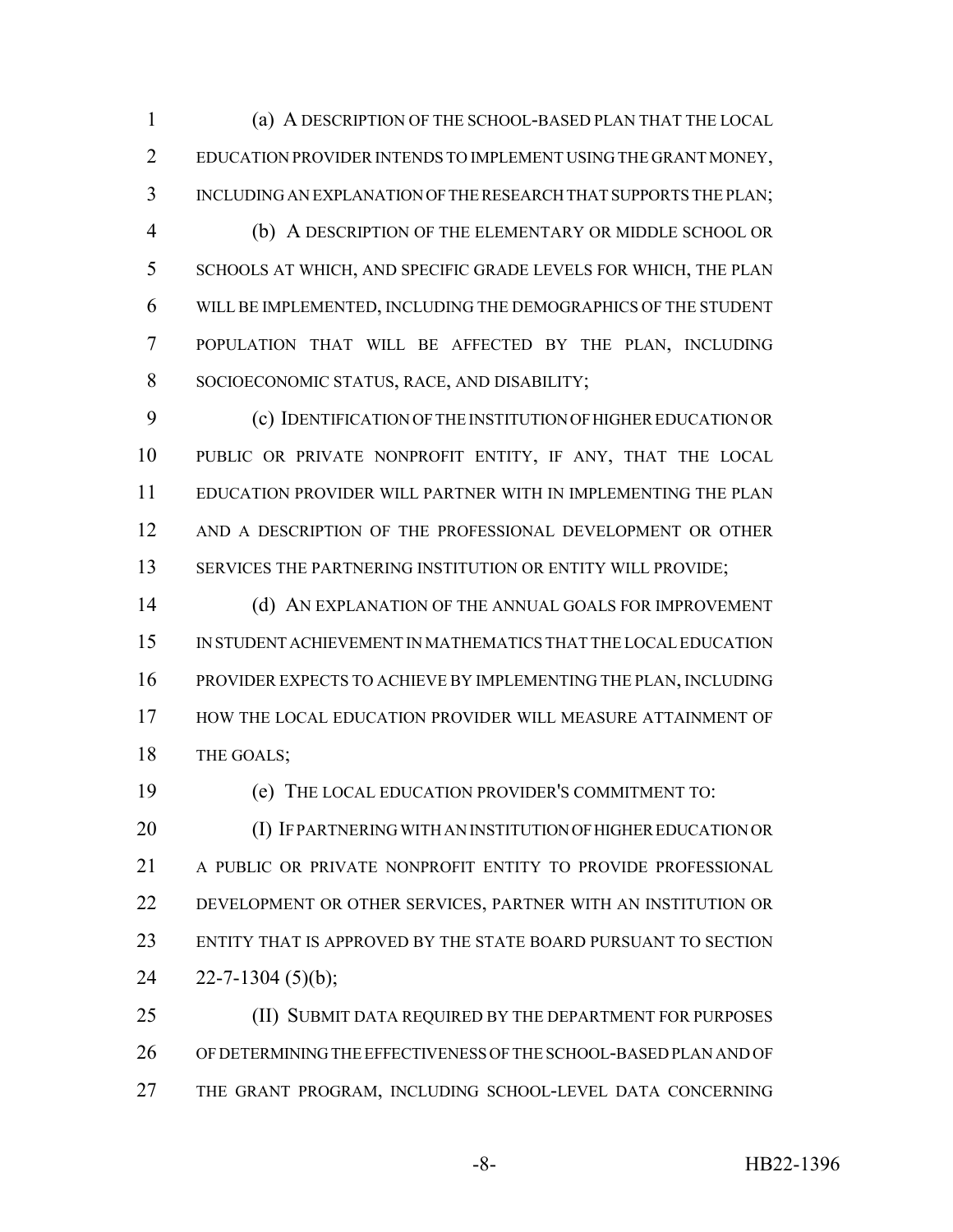(a) A DESCRIPTION OF THE SCHOOL-BASED PLAN THAT THE LOCAL EDUCATION PROVIDER INTENDS TO IMPLEMENT USING THE GRANT MONEY, INCLUDING AN EXPLANATION OF THE RESEARCH THAT SUPPORTS THE PLAN;

(b) A DESCRIPTION OF THE ELEMENTARY OR MIDDLE SCHOOL OR SCHOOLS AT WHICH, AND SPECIFIC GRADE LEVELS FOR WHICH, THE PLAN WILL BE IMPLEMENTED, INCLUDING THE DEMOGRAPHICS OF THE STUDENT POPULATION THAT WILL BE AFFECTED BY THE PLAN, INCLUDING SOCIOECONOMIC STATUS, RACE, AND DISABILITY;

(c) IDENTIFICATION OF THE INSTITUTION OF HIGHER EDUCATION OR PUBLIC OR PRIVATE NONPROFIT ENTITY, IF ANY, THAT THE LOCAL EDUCATION PROVIDER WILL PARTNER WITH IN IMPLEMENTING THE PLAN AND A DESCRIPTION OF THE PROFESSIONAL DEVELOPMENT OR OTHER SERVICES THE PARTNERING INSTITUTION OR ENTITY WILL PROVIDE;

(d) AN EXPLANATION OF THE ANNUAL GOALS FOR IMPROVEMENT IN STUDENT ACHIEVEMENT IN MATHEMATICS THAT THE LOCAL EDUCATION PROVIDER EXPECTS TO ACHIEVE BY IMPLEMENTING THE PLAN, INCLUDING HOW THE LOCAL EDUCATION PROVIDER WILL MEASURE ATTAINMENT OF THE GOALS;

(e) THE LOCAL EDUCATION PROVIDER'S COMMITMENT TO:

(I) IF PARTNERING WITH AN INSTITUTION OF HIGHER EDUCATION OR A PUBLIC OR PRIVATE NONPROFIT ENTITY TO PROVIDE PROFESSIONAL DEVELOPMENT OR OTHER SERVICES, PARTNER WITH AN INSTITUTION OR ENTITY THAT IS APPROVED BY THE STATE BOARD PURSUANT TO SECTION 22-7-1304 (5)(b);

(II) SUBMIT DATA REQUIRED BY THE DEPARTMENT FOR PURPOSES OF DETERMINING THE EFFECTIVENESS OF THE SCHOOL-BASED PLAN AND OF THE GRANT PROGRAM, INCLUDING SCHOOL-LEVEL DATA CONCERNING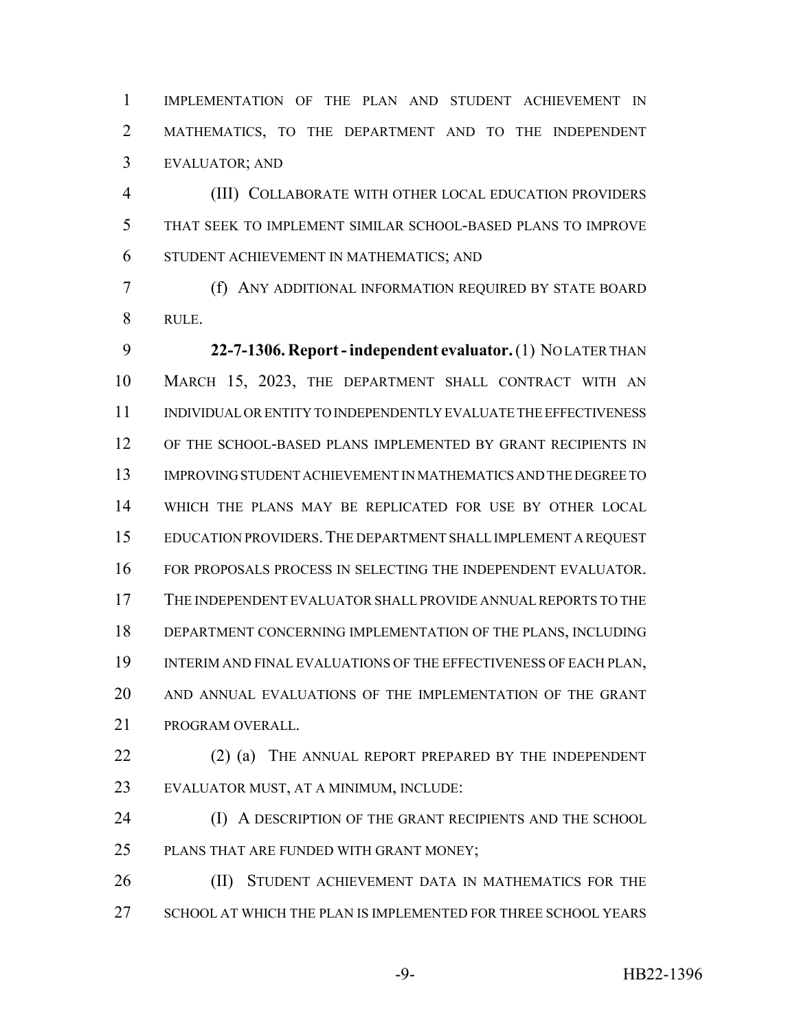IMPLEMENTATION OF THE PLAN AND STUDENT ACHIEVEMENT IN MATHEMATICS, TO THE DEPARTMENT AND TO THE INDEPENDENT EVALUATOR; AND

(III) COLLABORATE WITH OTHER LOCAL EDUCATION PROVIDERS THAT SEEK TO IMPLEMENT SIMILAR SCHOOL-BASED PLANS TO IMPROVE STUDENT ACHIEVEMENT IN MATHEMATICS; AND

(f) ANY ADDITIONAL INFORMATION REQUIRED BY STATE BOARD RULE.

**22-7-1306. Report - independent evaluator.** (1) NO LATER THAN MARCH 15, 2023, THE DEPARTMENT SHALL CONTRACT WITH AN INDIVIDUAL OR ENTITY TO INDEPENDENTLY EVALUATE THE EFFECTIVENESS OF THE SCHOOL-BASED PLANS IMPLEMENTED BY GRANT RECIPIENTS IN IMPROVING STUDENT ACHIEVEMENT IN MATHEMATICS AND THE DEGREE TO WHICH THE PLANS MAY BE REPLICATED FOR USE BY OTHER LOCAL EDUCATION PROVIDERS. THE DEPARTMENT SHALL IMPLEMENT A REQUEST FOR PROPOSALS PROCESS IN SELECTING THE INDEPENDENT EVALUATOR. THE INDEPENDENT EVALUATOR SHALL PROVIDE ANNUAL REPORTS TO THE DEPARTMENT CONCERNING IMPLEMENTATION OF THE PLANS, INCLUDING INTERIM AND FINAL EVALUATIONS OF THE EFFECTIVENESS OF EACH PLAN, AND ANNUAL EVALUATIONS OF THE IMPLEMENTATION OF THE GRANT PROGRAM OVERALL.

(2) (a) THE ANNUAL REPORT PREPARED BY THE INDEPENDENT EVALUATOR MUST, AT A MINIMUM, INCLUDE:

(I) A DESCRIPTION OF THE GRANT RECIPIENTS AND THE SCHOOL PLANS THAT ARE FUNDED WITH GRANT MONEY;

(II) STUDENT ACHIEVEMENT DATA IN MATHEMATICS FOR THE SCHOOL AT WHICH THE PLAN IS IMPLEMENTED FOR THREE SCHOOL YEARS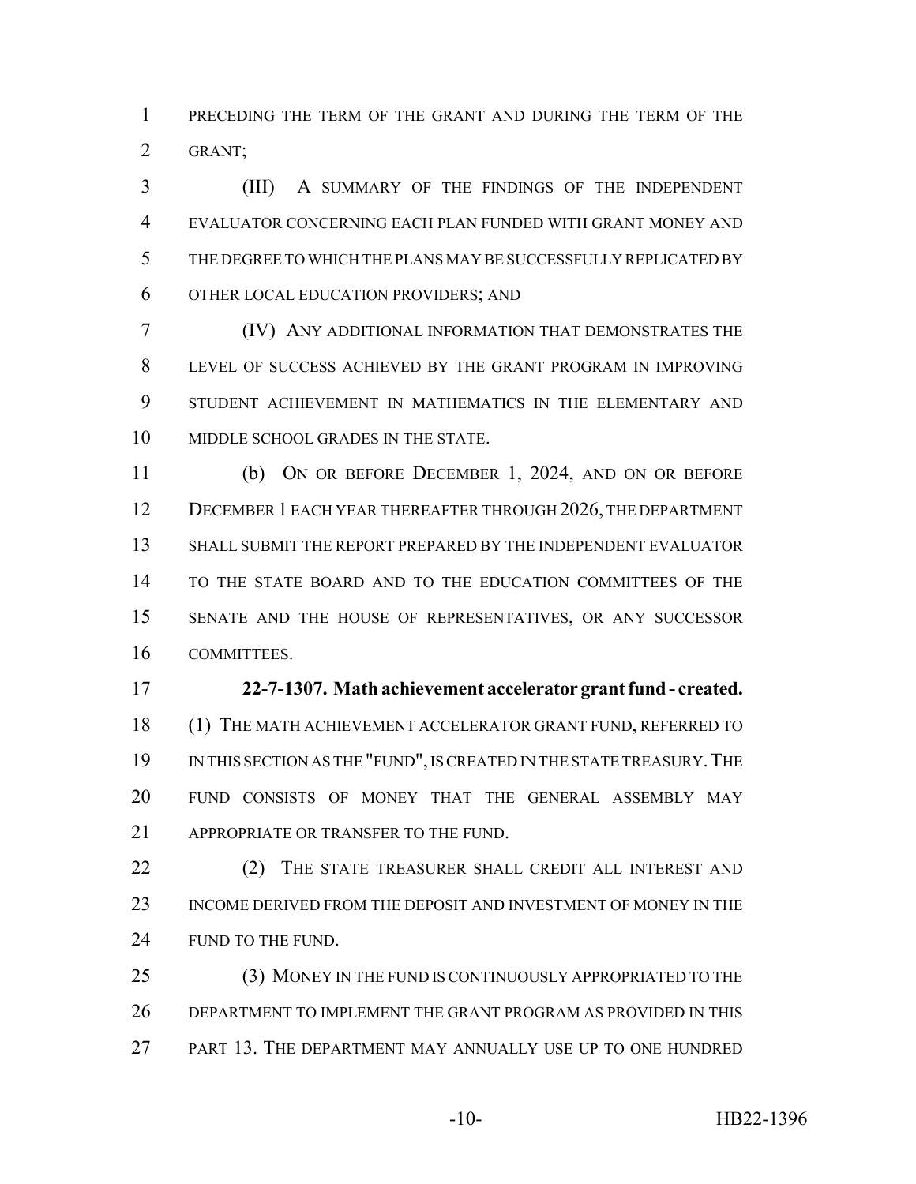PRECEDING THE TERM OF THE GRANT AND DURING THE TERM OF THE GRANT;

(III) A SUMMARY OF THE FINDINGS OF THE INDEPENDENT EVALUATOR CONCERNING EACH PLAN FUNDED WITH GRANT MONEY AND THE DEGREE TO WHICH THE PLANS MAY BE SUCCESSFULLY REPLICATED BY OTHER LOCAL EDUCATION PROVIDERS; AND

(IV) ANY ADDITIONAL INFORMATION THAT DEMONSTRATES THE LEVEL OF SUCCESS ACHIEVED BY THE GRANT PROGRAM IN IMPROVING STUDENT ACHIEVEMENT IN MATHEMATICS IN THE ELEMENTARY AND MIDDLE SCHOOL GRADES IN THE STATE.

(b) ON OR BEFORE DECEMBER 1, 2024, AND ON OR BEFORE DECEMBER 1 EACH YEAR THEREAFTER THROUGH 2026, THE DEPARTMENT SHALL SUBMIT THE REPORT PREPARED BY THE INDEPENDENT EVALUATOR TO THE STATE BOARD AND TO THE EDUCATION COMMITTEES OF THE SENATE AND THE HOUSE OF REPRESENTATIVES, OR ANY SUCCESSOR COMMITTEES.

**22-7-1307. Math achievement accelerator grant fund - created.** (1) THE MATH ACHIEVEMENT ACCELERATOR GRANT FUND, REFERRED TO IN THIS SECTION AS THE "FUND", IS CREATED IN THE STATE TREASURY. THE FUND CONSISTS OF MONEY THAT THE GENERAL ASSEMBLY MAY APPROPRIATE OR TRANSFER TO THE FUND.

(2) THE STATE TREASURER SHALL CREDIT ALL INTEREST AND INCOME DERIVED FROM THE DEPOSIT AND INVESTMENT OF MONEY IN THE FUND TO THE FUND.

(3) MONEY IN THE FUND IS CONTINUOUSLY APPROPRIATED TO THE DEPARTMENT TO IMPLEMENT THE GRANT PROGRAM AS PROVIDED IN THIS PART 13. THE DEPARTMENT MAY ANNUALLY USE UP TO ONE HUNDRED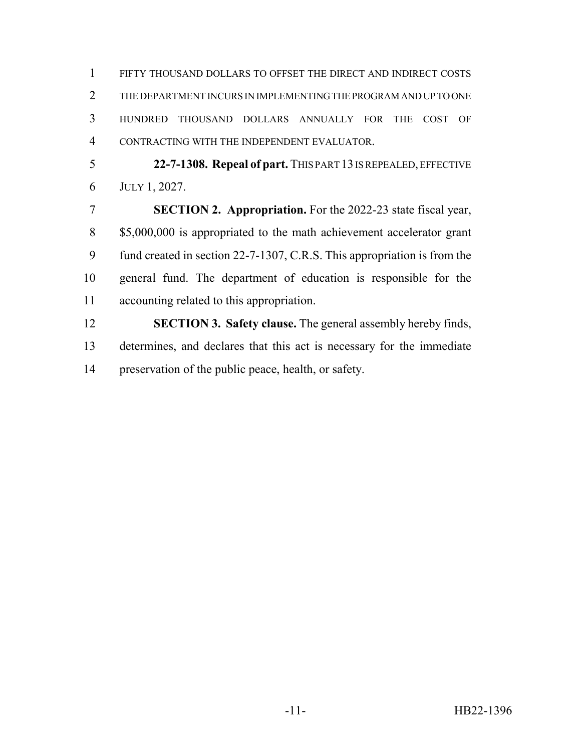FIFTY THOUSAND DOLLARS TO OFFSET THE DIRECT AND INDIRECT COSTS THE DEPARTMENT INCURS IN IMPLEMENTING THE PROGRAM AND UP TO ONE HUNDRED THOUSAND DOLLARS ANNUALLY FOR THE COST OF CONTRACTING WITH THE INDEPENDENT EVALUATOR.

**22-7-1308. Repeal of part.** THIS PART 13 IS REPEALED, EFFECTIVE JULY 1, 2027.

**SECTION 2. Appropriation.** For the 2022-23 state fiscal year, \$5,000,000 is appropriated to the math achievement accelerator grant fund created in section 22-7-1307, C.R.S. This appropriation is from the general fund. The department of education is responsible for the accounting related to this appropriation.

**SECTION 3. Safety clause.** The general assembly hereby finds, determines, and declares that this act is necessary for the immediate preservation of the public peace, health, or safety.